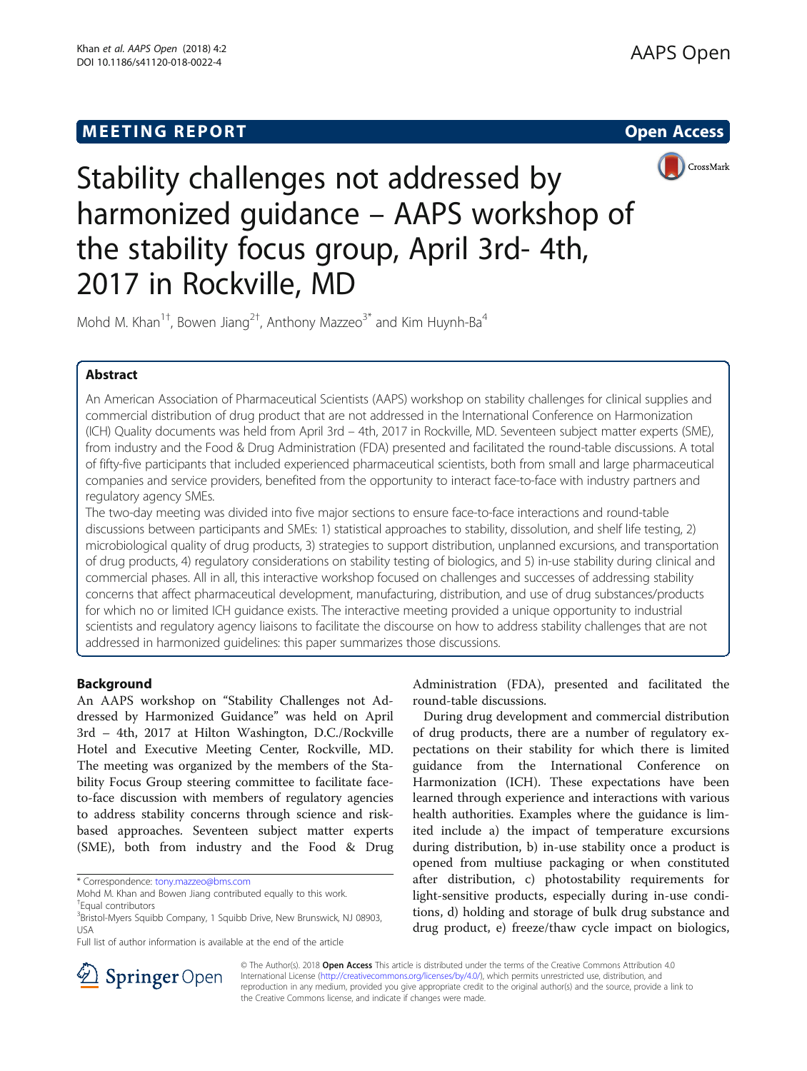MEETING REPORT

Open Access

# Stability challenges not addressed by harmonized guidance – AAPS workshop of the stability focus group, April 3rd- 4th, 2017 in Rockville, MD

Mohd M. Khan[1†], Bowen Jiang[2†], Anthony Mazzeo[3*] and Kim Huynh-Ba[4]

## Abstract

An American Association of Pharmaceutical Scientists (AAPS) workshop on stability challenges for clinical supplies and commercial distribution of drug product that are not addressed in the International Conference on Harmonization (ICH) Quality documents was held from April 3rd – 4th, 2017 in Rockville, MD. Seventeen subject matter experts (SME), from industry and the Food & Drug Administration (FDA) presented and facilitated the round-table discussions. A total of fifty-five participants that included experienced pharmaceutical scientists, both from small and large pharmaceutical companies and service providers, benefited from the opportunity to interact face-to-face with industry partners and regulatory agency SMEs.

The two-day meeting was divided into five major sections to ensure face-to-face interactions and round-table discussions between participants and SMEs: 1) statistical approaches to stability, dissolution, and shelf life testing, 2) microbiological quality of drug products, 3) strategies to support distribution, unplanned excursions, and transportation of drug products, 4) regulatory considerations on stability testing of biologics, and 5) in-use stability during clinical and commercial phases. All in all, this interactive workshop focused on challenges and successes of addressing stability concerns that affect pharmaceutical development, manufacturing, distribution, and use of drug substances/products for which no or limited ICH guidance exists. The interactive meeting provided a unique opportunity to industrial scientists and regulatory agency liaisons to facilitate the discourse on how to address stability challenges that are not addressed in harmonized guidelines: this paper summarizes those discussions.

## Background

An AAPS workshop on "Stability Challenges not Addressed by Harmonized Guidance" was held on April 3rd – 4th, 2017 at Hilton Washington, D.C./Rockville Hotel and Executive Meeting Center, Rockville, MD. The meeting was organized by the members of the Stability Focus Group steering committee to facilitate face-to-face discussion with members of regulatory agencies to address stability concerns through science and risk-based approaches. Seventeen subject matter experts (SME), both from industry and the Food & Drug Administration (FDA), presented and facilitated the round-table discussions.

During drug development and commercial distribution of drug products, there are a number of regulatory expectations on their stability for which there is limited guidance from the International Conference on Harmonization (ICH). These expectations have been learned through experience and interactions with various health authorities. Examples where the guidance is limited include a) the impact of temperature excursions during distribution, b) in-use stability once a product is opened from multiuse packaging or when constituted after distribution, c) photostability requirements for light-sensitive products, especially during in-use conditions, d) holding and storage of bulk drug substance and drug product, e) freeze/thaw cycle impact on biologics,

* Correspondence: tony.mazzeo@bms.com

Mohd M. Khan and Bowen Jiang contributed equally to this work.

†Equal contributors

[3]Bristol-Myers Squibb Company, 1 Squibb Drive, New Brunswick, NJ 08903, USA

Full list of author information is available at the end of the article

© The Author(s). 2018 **Open Access** This article is distributed under the terms of the Creative Commons Attribution 4.0 International License (http://creativecommons.org/licenses/by/4.0/), which permits unrestricted use, distribution, and reproduction in any medium, provided you give appropriate credit to the original author(s) and the source, provide a link to the Creative Commons license, and indicate if changes were made.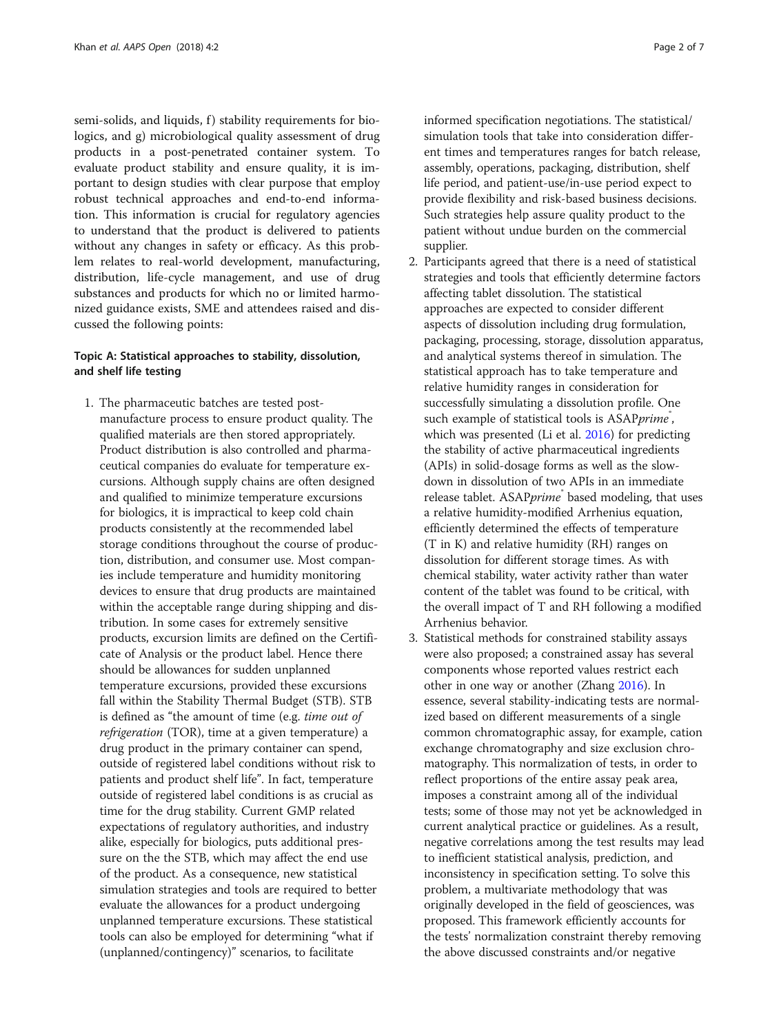semi-solids, and liquids, f) stability requirements for biologics, and g) microbiological quality assessment of drug products in a post-penetrated container system. To evaluate product stability and ensure quality, it is important to design studies with clear purpose that employ robust technical approaches and end-to-end information. This information is crucial for regulatory agencies to understand that the product is delivered to patients without any changes in safety or efficacy. As this problem relates to real-world development, manufacturing, distribution, life-cycle management, and use of drug substances and products for which no or limited harmonized guidance exists, SME and attendees raised and discussed the following points:

### Topic A: Statistical approaches to stability, dissolution, and shelf life testing

1. The pharmaceutic batches are tested post-manufacture process to ensure product quality. The qualified materials are then stored appropriately. Product distribution is also controlled and pharmaceutical companies do evaluate for temperature excursions. Although supply chains are often designed and qualified to minimize temperature excursions for biologics, it is impractical to keep cold chain products consistently at the recommended label storage conditions throughout the course of production, distribution, and consumer use. Most companies include temperature and humidity monitoring devices to ensure that drug products are maintained within the acceptable range during shipping and distribution. In some cases for extremely sensitive products, excursion limits are defined on the Certificate of Analysis or the product label. Hence there should be allowances for sudden unplanned temperature excursions, provided these excursions fall within the Stability Thermal Budget (STB). STB is defined as "the amount of time (e.g. *time out of refrigeration* (TOR), time at a given temperature) a drug product in the primary container can spend, outside of registered label conditions without risk to patients and product shelf life". In fact, temperature outside of registered label conditions is as crucial as time for the drug stability. Current GMP related expectations of regulatory authorities, and industry alike, especially for biologics, puts additional pressure on the the STB, which may affect the end use of the product. As a consequence, new statistical simulation strategies and tools are required to better evaluate the allowances for a product undergoing unplanned temperature excursions. These statistical tools can also be employed for determining "what if (unplanned/contingency)" scenarios, to facilitate informed specification negotiations. The statistical/simulation tools that take into consideration different times and temperatures ranges for batch release, assembly, operations, packaging, distribution, shelf life period, and patient-use/in-use period expect to provide flexibility and risk-based business decisions. Such strategies help assure quality product to the patient without undue burden on the commercial supplier.
2. Participants agreed that there is a need of statistical strategies and tools that efficiently determine factors affecting tablet dissolution. The statistical approaches are expected to consider different aspects of dissolution including drug formulation, packaging, processing, storage, dissolution apparatus, and analytical systems thereof in simulation. The statistical approach has to take temperature and relative humidity ranges in consideration for successfully simulating a dissolution profile. One such example of statistical tools is ASAP*prime*®, which was presented (Li et al. 2016) for predicting the stability of active pharmaceutical ingredients (APIs) in solid-dosage forms as well as the slowdown in dissolution of two APIs in an immediate release tablet. ASAP*prime*® based modeling, that uses a relative humidity-modified Arrhenius equation, efficiently determined the effects of temperature (T in K) and relative humidity (RH) ranges on dissolution for different storage times. As with chemical stability, water activity rather than water content of the tablet was found to be critical, with the overall impact of T and RH following a modified Arrhenius behavior.
3. Statistical methods for constrained stability assays were also proposed; a constrained assay has several components whose reported values restrict each other in one way or another (Zhang 2016). In essence, several stability-indicating tests are normalized based on different measurements of a single common chromatographic assay, for example, cation exchange chromatography and size exclusion chromatography. This normalization of tests, in order to reflect proportions of the entire assay peak area, imposes a constraint among all of the individual tests; some of those may not yet be acknowledged in current analytical practice or guidelines. As a result, negative correlations among the test results may lead to inefficient statistical analysis, prediction, and inconsistency in specification setting. To solve this problem, a multivariate methodology that was originally developed in the field of geosciences, was proposed. This framework efficiently accounts for the tests' normalization constraint thereby removing the above discussed constraints and/or negative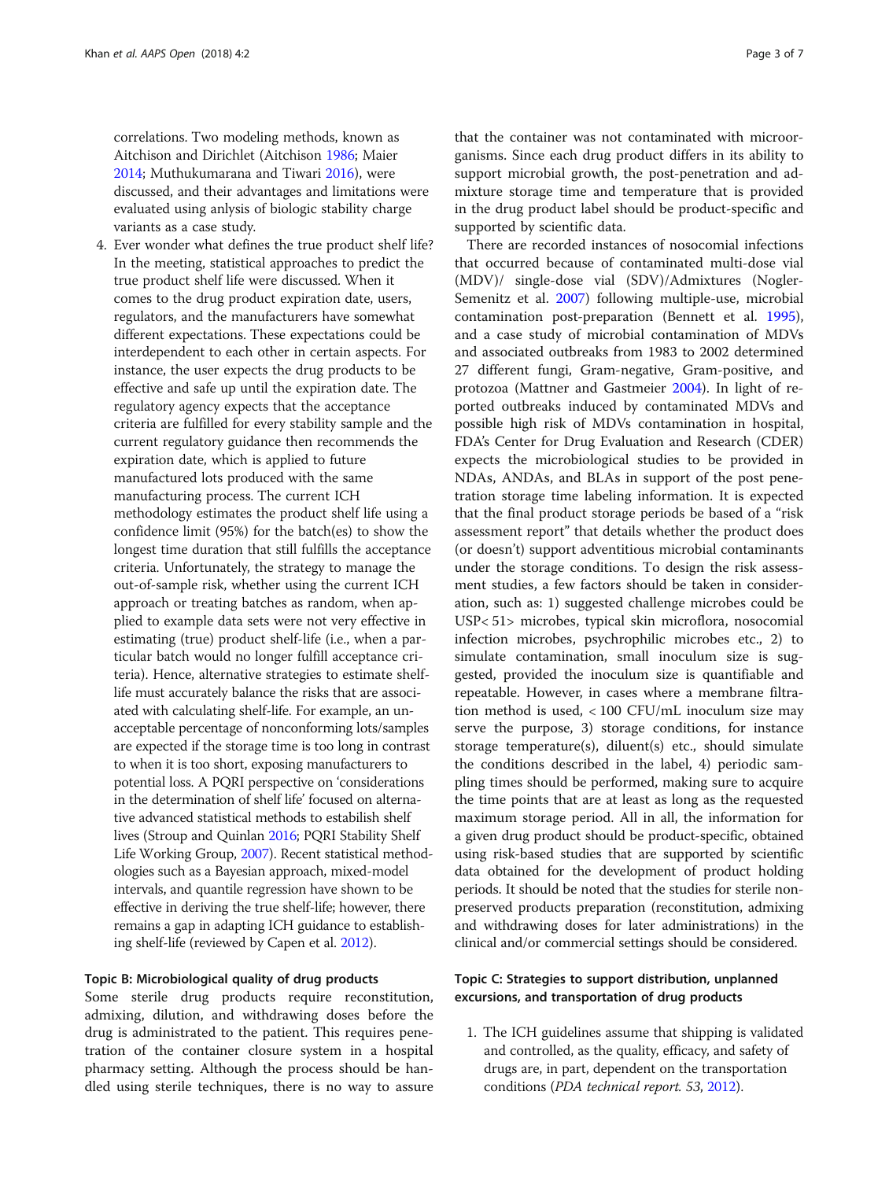correlations. Two modeling methods, known as Aitchison and Dirichlet (Aitchison 1986; Maier 2014; Muthukumarana and Tiwari 2016), were discussed, and their advantages and limitations were evaluated using anlysis of biologic stability charge variants as a case study.

4. Ever wonder what defines the true product shelf life? In the meeting, statistical approaches to predict the true product shelf life were discussed. When it comes to the drug product expiration date, users, regulators, and the manufacturers have somewhat different expectations. These expectations could be interdependent to each other in certain aspects. For instance, the user expects the drug products to be effective and safe up until the expiration date. The regulatory agency expects that the acceptance criteria are fulfilled for every stability sample and the current regulatory guidance then recommends the expiration date, which is applied to future manufactured lots produced with the same manufacturing process. The current ICH methodology estimates the product shelf life using a confidence limit (95%) for the batch(es) to show the longest time duration that still fulfills the acceptance criteria. Unfortunately, the strategy to manage the out-of-sample risk, whether using the current ICH approach or treating batches as random, when applied to example data sets were not very effective in estimating (true) product shelf-life (i.e., when a particular batch would no longer fulfill acceptance criteria). Hence, alternative strategies to estimate shelf-life must accurately balance the risks that are associated with calculating shelf-life. For example, an unacceptable percentage of nonconforming lots/samples are expected if the storage time is too long in contrast to when it is too short, exposing manufacturers to potential loss. A PQRI perspective on 'considerations in the determination of shelf life' focused on alternative advanced statistical methods to estabilish shelf lives (Stroup and Quinlan 2016; PQRI Stability Shelf Life Working Group, 2007). Recent statistical methodologies such as a Bayesian approach, mixed-model intervals, and quantile regression have shown to be effective in deriving the true shelf-life; however, there remains a gap in adapting ICH guidance to establishing shelf-life (reviewed by Capen et al. 2012).

### Topic B: Microbiological quality of drug products

Some sterile drug products require reconstitution, admixing, dilution, and withdrawing doses before the drug is administrated to the patient. This requires penetration of the container closure system in a hospital pharmacy setting. Although the process should be handled using sterile techniques, there is no way to assure that the container was not contaminated with microorganisms. Since each drug product differs in its ability to support microbial growth, the post-penetration and admixture storage time and temperature that is provided in the drug product label should be product-specific and supported by scientific data.

There are recorded instances of nosocomial infections that occurred because of contaminated multi-dose vial (MDV)/ single-dose vial (SDV)/Admixtures (Nogler-Semenitz et al. 2007) following multiple-use, microbial contamination post-preparation (Bennett et al. 1995), and a case study of microbial contamination of MDVs and associated outbreaks from 1983 to 2002 determined 27 different fungi, Gram-negative, Gram-positive, and protozoa (Mattner and Gastmeier 2004). In light of reported outbreaks induced by contaminated MDVs and possible high risk of MDVs contamination in hospital, FDA's Center for Drug Evaluation and Research (CDER) expects the microbiological studies to be provided in NDAs, ANDAs, and BLAs in support of the post penetration storage time labeling information. It is expected that the final product storage periods be based of a "risk assessment report" that details whether the product does (or doesn't) support adventitious microbial contaminants under the storage conditions. To design the risk assessment studies, a few factors should be taken in consideration, such as: 1) suggested challenge microbes could be USP< 51> microbes, typical skin microflora, nosocomial infection microbes, psychrophilic microbes etc., 2) to simulate contamination, small inoculum size is suggested, provided the inoculum size is quantifiable and repeatable. However, in cases where a membrane filtration method is used, < 100 CFU/mL inoculum size may serve the purpose, 3) storage conditions, for instance storage temperature(s), diluent(s) etc., should simulate the conditions described in the label, 4) periodic sampling times should be performed, making sure to acquire the time points that are at least as long as the requested maximum storage period. All in all, the information for a given drug product should be product-specific, obtained using risk-based studies that are supported by scientific data obtained for the development of product holding periods. It should be noted that the studies for sterile non-preserved products preparation (reconstitution, admixing and withdrawing doses for later administrations) in the clinical and/or commercial settings should be considered.

### Topic C: Strategies to support distribution, unplanned excursions, and transportation of drug products

1. The ICH guidelines assume that shipping is validated and controlled, as the quality, efficacy, and safety of drugs are, in part, dependent on the transportation conditions (*PDA technical report. 53*, 2012).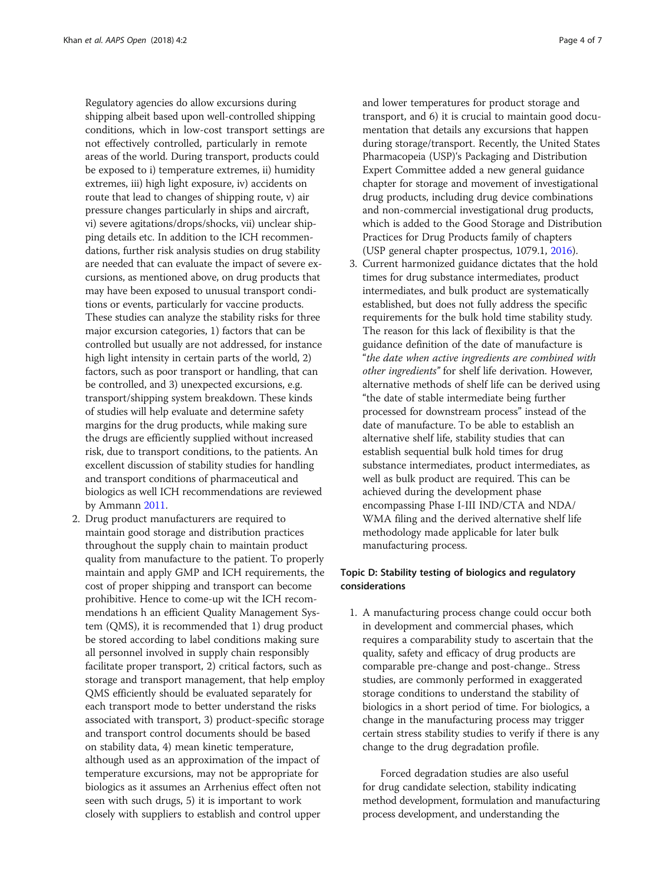Regulatory agencies do allow excursions during shipping albeit based upon well-controlled shipping conditions, which in low-cost transport settings are not effectively controlled, particularly in remote areas of the world. During transport, products could be exposed to i) temperature extremes, ii) humidity extremes, iii) high light exposure, iv) accidents on route that lead to changes of shipping route, v) air pressure changes particularly in ships and aircraft, vi) severe agitations/drops/shocks, vii) unclear shipping details etc. In addition to the ICH recommendations, further risk analysis studies on drug stability are needed that can evaluate the impact of severe excursions, as mentioned above, on drug products that may have been exposed to unusual transport conditions or events, particularly for vaccine products. These studies can analyze the stability risks for three major excursion categories, 1) factors that can be controlled but usually are not addressed, for instance high light intensity in certain parts of the world, 2) factors, such as poor transport or handling, that can be controlled, and 3) unexpected excursions, e.g. transport/shipping system breakdown. These kinds of studies will help evaluate and determine safety margins for the drug products, while making sure the drugs are efficiently supplied without increased risk, due to transport conditions, to the patients. An excellent discussion of stability studies for handling and transport conditions of pharmaceutical and biologics as well ICH recommendations are reviewed by Ammann 2011.

2. Drug product manufacturers are required to maintain good storage and distribution practices throughout the supply chain to maintain product quality from manufacture to the patient. To properly maintain and apply GMP and ICH requirements, the cost of proper shipping and transport can become prohibitive. Hence to come-up wit the ICH recommendations h an efficient Quality Management System (QMS), it is recommended that 1) drug product be stored according to label conditions making sure all personnel involved in supply chain responsibly facilitate proper transport, 2) critical factors, such as storage and transport management, that help employ QMS efficiently should be evaluated separately for each transport mode to better understand the risks associated with transport, 3) product-specific storage and transport control documents should be based on stability data, 4) mean kinetic temperature, although used as an approximation of the impact of temperature excursions, may not be appropriate for biologics as it assumes an Arrhenius effect often not seen with such drugs, 5) it is important to work closely with suppliers to establish and control upper and lower temperatures for product storage and transport, and 6) it is crucial to maintain good documentation that details any excursions that happen during storage/transport. Recently, the United States Pharmacopeia (USP)'s Packaging and Distribution Expert Committee added a new general guidance chapter for storage and movement of investigational drug products, including drug device combinations and non-commercial investigational drug products, which is added to the Good Storage and Distribution Practices for Drug Products family of chapters (USP general chapter prospectus, 1079.1, 2016).

3. Current harmonized guidance dictates that the hold times for drug substance intermediates, product intermediates, and bulk product are systematically established, but does not fully address the specific requirements for the bulk hold time stability study. The reason for this lack of flexibility is that the guidance definition of the date of manufacture is "*the date when active ingredients are combined with other ingredients*" for shelf life derivation. However, alternative methods of shelf life can be derived using "the date of stable intermediate being further processed for downstream process" instead of the date of manufacture. To be able to establish an alternative shelf life, stability studies that can establish sequential bulk hold times for drug substance intermediates, product intermediates, as well as bulk product are required. This can be achieved during the development phase encompassing Phase I-III IND/CTA and NDA/WMA filing and the derived alternative shelf life methodology made applicable for later bulk manufacturing process.

### Topic D: Stability testing of biologics and regulatory considerations

1. A manufacturing process change could occur both in development and commercial phases, which requires a comparability study to ascertain that the quality, safety and efficacy of drug products are comparable pre-change and post-change.. Stress studies, are commonly performed in exaggerated storage conditions to understand the stability of biologics in a short period of time. For biologics, a change in the manufacturing process may trigger certain stress stability studies to verify if there is any change to the drug degradation profile.

   Forced degradation studies are also useful for drug candidate selection, stability indicating method development, formulation and manufacturing process development, and understanding the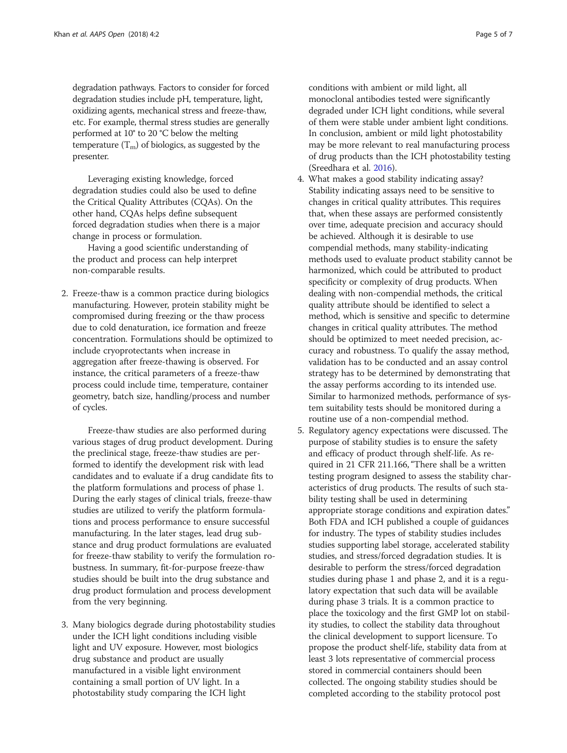degradation pathways. Factors to consider for forced degradation studies include pH, temperature, light, oxidizing agents, mechanical stress and freeze-thaw, etc. For example, thermal stress studies are generally performed at 10° to 20 °C below the melting temperature ($T_m$) of biologics, as suggested by the presenter.

Leveraging existing knowledge, forced degradation studies could also be used to define the Critical Quality Attributes (CQAs). On the other hand, CQAs helps define subsequent forced degradation studies when there is a major change in process or formulation.

Having a good scientific understanding of the product and process can help interpret non-comparable results.

2. Freeze-thaw is a common practice during biologics manufacturing. However, protein stability might be compromised during freezing or the thaw process due to cold denaturation, ice formation and freeze concentration. Formulations should be optimized to include cryoprotectants when increase in aggregation after freeze-thawing is observed. For instance, the critical parameters of a freeze-thaw process could include time, temperature, container geometry, batch size, handling/process and number of cycles.

   Freeze-thaw studies are also performed during various stages of drug product development. During the preclinical stage, freeze-thaw studies are performed to identify the development risk with lead candidates and to evaluate if a drug candidate fits to the platform formulations and process of phase 1. During the early stages of clinical trials, freeze-thaw studies are utilized to verify the platform formulations and process performance to ensure successful manufacturing. In the later stages, lead drug substance and drug product formulations are evaluated for freeze-thaw stability to verify the formulation robustness. In summary, fit-for-purpose freeze-thaw studies should be built into the drug substance and drug product formulation and process development from the very beginning.

3. Many biologics degrade during photostability studies under the ICH light conditions including visible light and UV exposure. However, most biologics drug substance and product are usually manufactured in a visible light environment containing a small portion of UV light. In a photostability study comparing the ICH light conditions with ambient or mild light, all monoclonal antibodies tested were significantly degraded under ICH light conditions, while several of them were stable under ambient light conditions. In conclusion, ambient or mild light photostability may be more relevant to real manufacturing process of drug products than the ICH photostability testing (Sreedhara et al. 2016).
4. What makes a good stability indicating assay? Stability indicating assays need to be sensitive to changes in critical quality attributes. This requires that, when these assays are performed consistently over time, adequate precision and accuracy should be achieved. Although it is desirable to use compendial methods, many stability-indicating methods used to evaluate product stability cannot be harmonized, which could be attributed to product specificity or complexity of drug products. When dealing with non-compendial methods, the critical quality attribute should be identified to select a method, which is sensitive and specific to determine changes in critical quality attributes. The method should be optimized to meet needed precision, accuracy and robustness. To qualify the assay method, validation has to be conducted and an assay control strategy has to be determined by demonstrating that the assay performs according to its intended use. Similar to harmonized methods, performance of system suitability tests should be monitored during a routine use of a non-compendial method.
5. Regulatory agency expectations were discussed. The purpose of stability studies is to ensure the safety and efficacy of product through shelf-life. As required in 21 CFR 211.166, "There shall be a written testing program designed to assess the stability characteristics of drug products. The results of such stability testing shall be used in determining appropriate storage conditions and expiration dates." Both FDA and ICH published a couple of guidances for industry. The types of stability studies includes studies supporting label storage, accelerated stability studies, and stress/forced degradation studies. It is desirable to perform the stress/forced degradation studies during phase 1 and phase 2, and it is a regulatory expectation that such data will be available during phase 3 trials. It is a common practice to place the toxicology and the first GMP lot on stability studies, to collect the stability data throughout the clinical development to support licensure. To propose the product shelf-life, stability data from at least 3 lots representative of commercial process stored in commercial containers should been collected. The ongoing stability studies should be completed according to the stability protocol post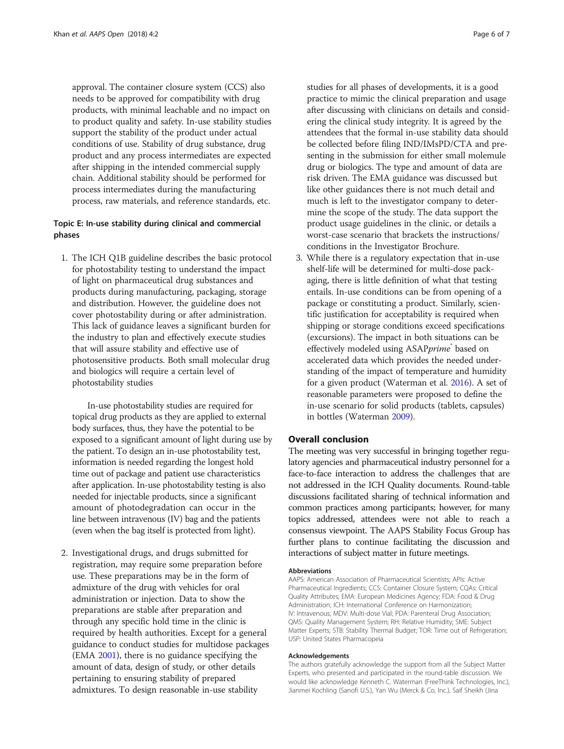approval. The container closure system (CCS) also needs to be approved for compatibility with drug products, with minimal leachable and no impact on to product quality and safety. In-use stability studies support the stability of the product under actual conditions of use. Stability of drug substance, drug product and any process intermediates are expected after shipping in the intended commercial supply chain. Additional stability should be performed for process intermediates during the manufacturing process, raw materials, and reference standards, etc.

### Topic E: In-use stability during clinical and commercial phases

1. The ICH Q1B guideline describes the basic protocol for photostability testing to understand the impact of light on pharmaceutical drug substances and products during manufacturing, packaging, storage and distribution. However, the guideline does not cover photostability during or after administration. This lack of guidance leaves a significant burden for the industry to plan and effectively execute studies that will assure stability and effective use of photosensitive products. Both small molecular drug and biologics will require a certain level of photostability studies

   In-use photostability studies are required for topical drug products as they are applied to external body surfaces, thus, they have the potential to be exposed to a significant amount of light during use by the patient. To design an in-use photostability test, information is needed regarding the longest hold time out of package and patient use characteristics after application. In-use photostability testing is also needed for injectable products, since a significant amount of photodegradation can occur in the line between intravenous (IV) bag and the patients (even when the bag itself is protected from light).

2. Investigational drugs, and drugs submitted for registration, may require some preparation before use. These preparations may be in the form of admixture of the drug with vehicles for oral administration or injection. Data to show the preparations are stable after preparation and through any specific hold time in the clinic is required by health authorities. Except for a general guidance to conduct studies for multidose packages (EMA 2001), there is no guidance specifying the amount of data, design of study, or other details pertaining to ensuring stability of prepared admixtures. To design reasonable in-use stability studies for all phases of developments, it is a good practice to mimic the clinical preparation and usage after discussing with clinicians on details and considering the clinical study integrity. It is agreed by the attendees that the formal in-use stability data should be collected before filing IND/IMsPD/CTA and presenting in the submission for either small molemule drug or biologics. The type and amount of data are risk driven. The EMA guidance was discussed but like other guidances there is not much detail and much is left to the investigator company to determine the scope of the study. The data support the product usage guidelines in the clinic, or details a worst-case scenario that brackets the instructions/ conditions in the Investigator Brochure.

3. While there is a regulatory expectation that in-use shelf-life will be determined for multi-dose packaging, there is little definition of what that testing entails. In-use conditions can be from opening of a package or constituting a product. Similarly, scientific justification for acceptability is required when shipping or storage conditions exceed specifications (excursions). The impact in both situations can be effectively modeled using ASAP*prime*® based on accelerated data which provides the needed understanding of the impact of temperature and humidity for a given product (Waterman et al. 2016). A set of reasonable parameters were proposed to define the in-use scenario for solid products (tablets, capsules) in bottles (Waterman 2009).

## Overall conclusion

The meeting was very successful in bringing together regulatory agencies and pharmaceutical industry personnel for a face-to-face interaction to address the challenges that are not addressed in the ICH Quality documents. Round-table discussions facilitated sharing of technical information and common practices among participants; however, for many topics addressed, attendees were not able to reach a consensus viewpoint. The AAPS Stability Focus Group has further plans to continue facilitating the discussion and interactions of subject matter in future meetings.

#### Abbreviations

AAPS: American Association of Pharmaceutical Scientists; APIs: Active Pharmaceutical Ingredients; CCS: Container Closure System; CQAs: Critical Quality Attributes; EMA: European Medicines Agency; FDA: Food & Drug Administration; ICH: International Conference on Harmonization; IV: Intravenous; MDV: Multi-dose Vial; PDA: Parenteral Drug Association; QMS: Quality Management System; RH: Relative Humidity; SME: Subject Matter Experts; STB: Stability Thermal Budget; TOR: Time out of Refrigeration; USP: United States Pharmacopeia

#### Acknowledgements

The authors gratefully acknowledge the support from all the Subject Matter Experts, who presented and participated in the round-table discussion. We would like acknowledge Kenneth C. Waterman (FreeThink Technologies, Inc.), Jianmei Kochling (Sanofi U.S.), Yan Wu (Merck & Co, Inc.), Saif Sheikh (Jina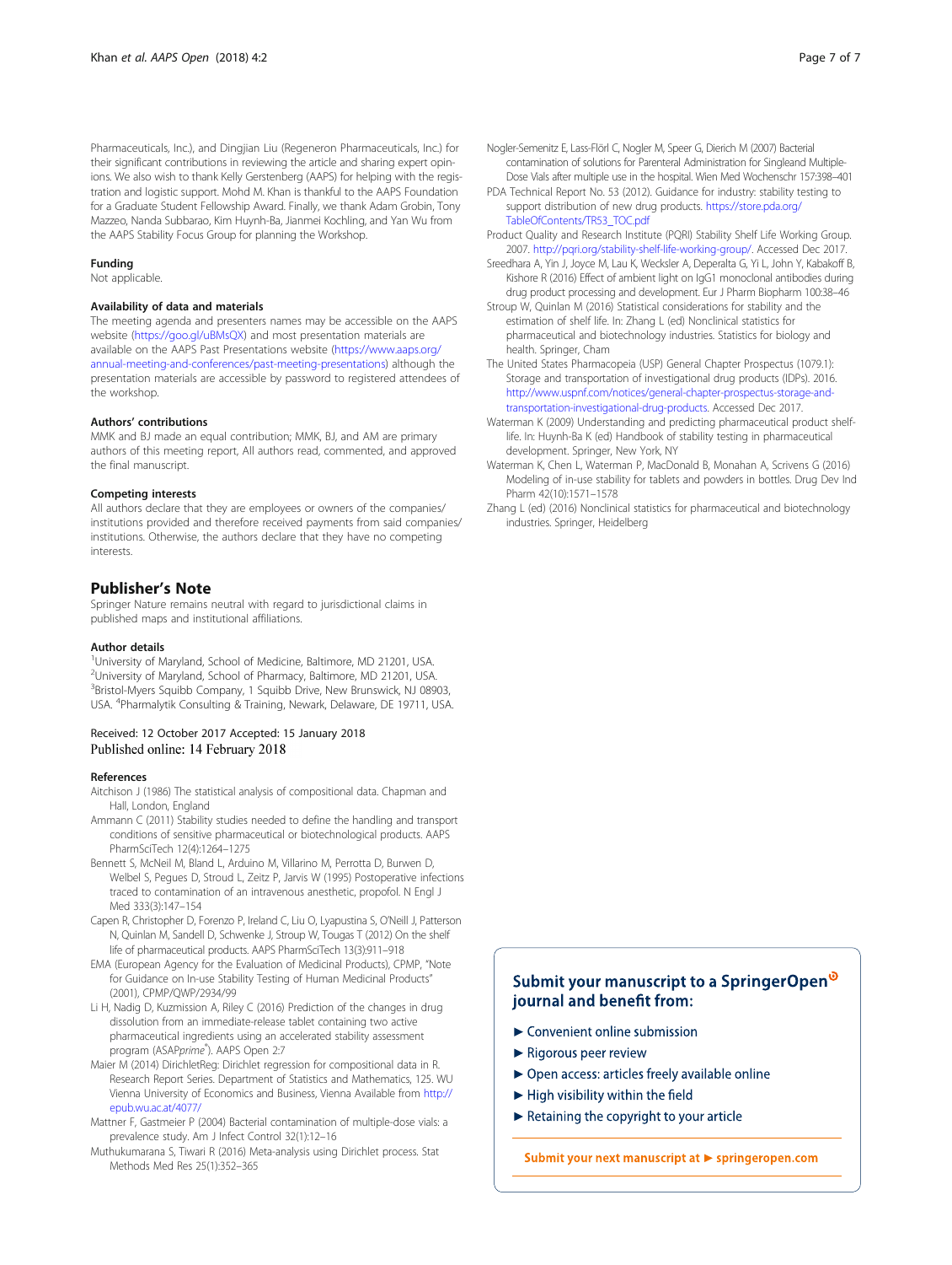Pharmaceuticals, Inc.), and Dingjian Liu (Regeneron Pharmaceuticals, Inc.) for their significant contributions in reviewing the article and sharing expert opinions. We also wish to thank Kelly Gerstenberg (AAPS) for helping with the registration and logistic support. Mohd M. Khan is thankful to the AAPS Foundation for a Graduate Student Fellowship Award. Finally, we thank Adam Grobin, Tony Mazzeo, Nanda Subbarao, Kim Huynh-Ba, Jianmei Kochling, and Yan Wu from the AAPS Stability Focus Group for planning the Workshop.

### Funding

Not applicable.

### Availability of data and materials

The meeting agenda and presenters names may be accessible on the AAPS website (https://goo.gl/uBMsQX) and most presentation materials are available on the AAPS Past Presentations website (https://www.aaps.org/annual-meeting-and-conferences/past-meeting-presentations) although the presentation materials are accessible by password to registered attendees of the workshop.

### Authors' contributions

MMK and BJ made an equal contribution; MMK, BJ, and AM are primary authors of this meeting report, All authors read, commented, and approved the final manuscript.

### Competing interests

All authors declare that they are employees or owners of the companies/institutions provided and therefore received payments from said companies/institutions. Otherwise, the authors declare that they have no competing interests.

## Publisher's Note

Springer Nature remains neutral with regard to jurisdictional claims in published maps and institutional affiliations.

### Author details

[1]University of Maryland, School of Medicine, Baltimore, MD 21201, USA. [2]University of Maryland, School of Pharmacy, Baltimore, MD 21201, USA. [3]Bristol-Myers Squibb Company, 1 Squibb Drive, New Brunswick, NJ 08903, USA. [4]Pharmalytik Consulting & Training, Newark, Delaware, DE 19711, USA.

Received: 12 October 2017 Accepted: 15 January 2018
Published online: 14 February 2018

### References

Aitchison J (1986) The statistical analysis of compositional data. Chapman and Hall, London, England

Ammann C (2011) Stability studies needed to define the handling and transport conditions of sensitive pharmaceutical or biotechnological products. AAPS PharmSciTech 12(4):1264–1275

Bennett S, McNeil M, Bland L, Arduino M, Villarino M, Perrotta D, Burwen D, Welbel S, Pegues D, Stroud L, Zeitz P, Jarvis W (1995) Postoperative infections traced to contamination of an intravenous anesthetic, propofol. N Engl J Med 333(3):147–154

Capen R, Christopher D, Forenzo P, Ireland C, Liu O, Lyapustina S, O'Neill J, Patterson N, Quinlan M, Sandell D, Schwenke J, Stroup W, Tougas T (2012) On the shelf life of pharmaceutical products. AAPS PharmSciTech 13(3):911–918

EMA (European Agency for the Evaluation of Medicinal Products), CPMP, "Note for Guidance on In-use Stability Testing of Human Medicinal Products" (2001), CPMP/QWP/2934/99

Li H, Nadig D, Kuzmission A, Riley C (2016) Prediction of the changes in drug dissolution from an immediate-release tablet containing two active pharmaceutical ingredients using an accelerated stability assessment program (ASAP*prime*®). AAPS Open 2:7

Maier M (2014) DirichletReg: Dirichlet regression for compositional data in R. Research Report Series. Department of Statistics and Mathematics, 125. WU Vienna University of Economics and Business, Vienna Available from http://epub.wu.ac.at/4077/

Mattner F, Gastmeier P (2004) Bacterial contamination of multiple-dose vials: a prevalence study. Am J Infect Control 32(1):12–16

Muthukumarana S, Tiwari R (2016) Meta-analysis using Dirichlet process. Stat Methods Med Res 25(1):352–365

Nogler-Semenitz E, Lass-Flörl C, Nogler M, Speer G, Dierich M (2007) Bacterial contamination of solutions for Parenteral Administration for Singleand Multiple-Dose Vials after multiple use in the hospital. Wien Med Wochenschr 157:398–401

PDA Technical Report No. 53 (2012). Guidance for industry: stability testing to support distribution of new drug products. https://store.pda.org/TableOfContents/TR53_TOC.pdf

Product Quality and Research Institute (PQRI) Stability Shelf Life Working Group. 2007. http://pqri.org/stability-shelf-life-working-group/. Accessed Dec 2017.

Sreedhara A, Yin J, Joyce M, Lau K, Wecksler A, Deperalta G, Yi L, John Y, Kabakoff B, Kishore R (2016) Effect of ambient light on IgG1 monoclonal antibodies during drug product processing and development. Eur J Pharm Biopharm 100:38–46

Stroup W, Quinlan M (2016) Statistical considerations for stability and the estimation of shelf life. In: Zhang L (ed) Nonclinical statistics for pharmaceutical and biotechnology industries. Statistics for biology and health. Springer, Cham

The United States Pharmacopeia (USP) General Chapter Prospectus (1079.1): Storage and transportation of investigational drug products (IDPs). 2016. http://www.uspnf.com/notices/general-chapter-prospectus-storage-and-transportation-investigational-drug-products. Accessed Dec 2017.

Waterman K (2009) Understanding and predicting pharmaceutical product shelf-life. In: Huynh-Ba K (ed) Handbook of stability testing in pharmaceutical development. Springer, New York, NY

Waterman K, Chen L, Waterman P, MacDonald B, Monahan A, Scrivens G (2016) Modeling of in-use stability for tablets and powders in bottles. Drug Dev Ind Pharm 42(10):1571–1578

Zhang L (ed) (2016) Nonclinical statistics for pharmaceutical and biotechnology industries. Springer, Heidelberg